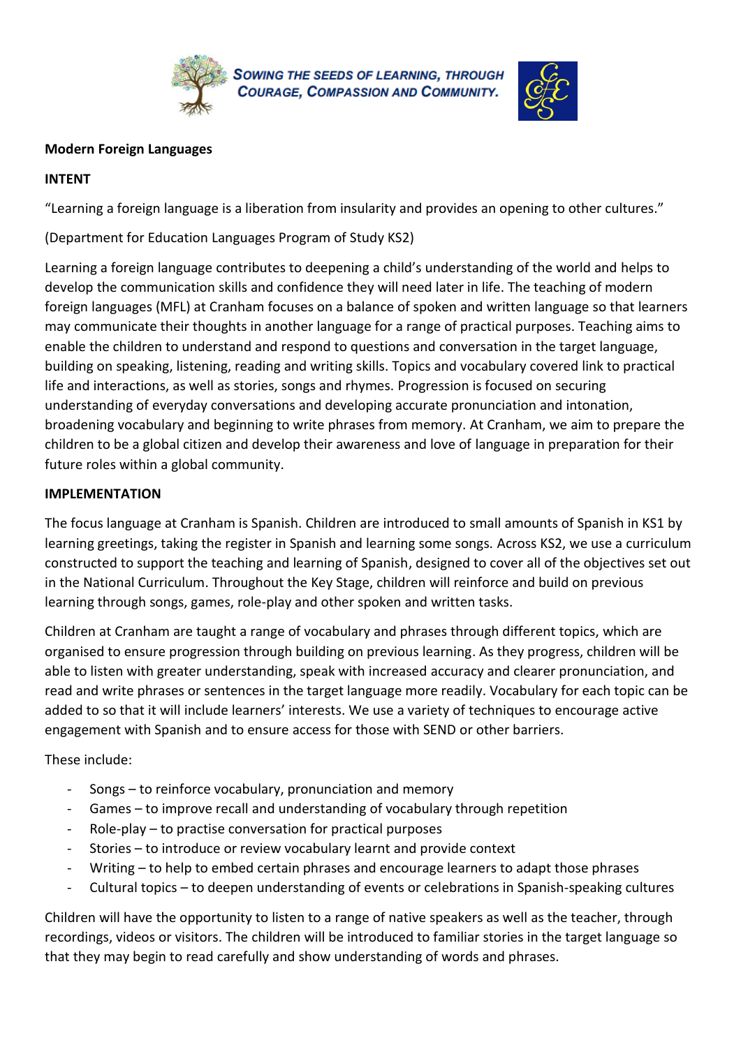SOWING THE SEEDS OF LEARNING, THROUGH COURAGE, COMPASSION AND COMMUNITY.

**Modern Foreign Languages**

**INTENT**

“Learning a foreign language is a liberation from insularity and provides an opening to other cultures.”

(Department for Education Languages Program of Study KS2)

Learning a foreign language contributes to deepening a child’s understanding of the world and helps to develop the communication skills and confidence they will need later in life. The teaching of modern foreign languages (MFL) at Cranham focuses on a balance of spoken and written language so that learners may communicate their thoughts in another language for a range of practical purposes. Teaching aims to enable the children to understand and respond to questions and conversation in the target language, building on speaking, listening, reading and writing skills. Topics and vocabulary covered link to practical life and interactions, as well as stories, songs and rhymes. Progression is focused on securing understanding of everyday conversations and developing accurate pronunciation and intonation, broadening vocabulary and beginning to write phrases from memory. At Cranham, we aim to prepare the children to be a global citizen and develop their awareness and love of language in preparation for their future roles within a global community.

**IMPLEMENTATION**

The focus language at Cranham is Spanish. Children are introduced to small amounts of Spanish in KS1 by learning greetings, taking the register in Spanish and learning some songs. Across KS2, we use a curriculum constructed to support the teaching and learning of Spanish, designed to cover all of the objectives set out in the National Curriculum. Throughout the Key Stage, children will reinforce and build on previous learning through songs, games, role-play and other spoken and written tasks.

Children at Cranham are taught a range of vocabulary and phrases through different topics, which are organised to ensure progression through building on previous learning. As they progress, children will be able to listen with greater understanding, speak with increased accuracy and clearer pronunciation, and read and write phrases or sentences in the target language more readily. Vocabulary for each topic can be added to so that it will include learners’ interests. We use a variety of techniques to encourage active engagement with Spanish and to ensure access for those with SEND or other barriers.

These include:

- Songs – to reinforce vocabulary, pronunciation and memory
- Games – to improve recall and understanding of vocabulary through repetition
- Role-play – to practise conversation for practical purposes
- Stories – to introduce or review vocabulary learnt and provide context
- Writing – to help to embed certain phrases and encourage learners to adapt those phrases
- Cultural topics – to deepen understanding of events or celebrations in Spanish-speaking cultures

Children will have the opportunity to listen to a range of native speakers as well as the teacher, through recordings, videos or visitors. The children will be introduced to familiar stories in the target language so that they may begin to read carefully and show understanding of words and phrases.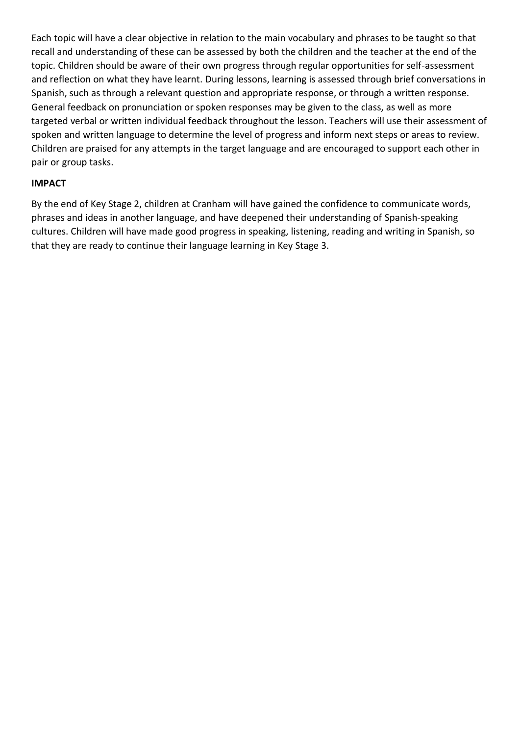Each topic will have a clear objective in relation to the main vocabulary and phrases to be taught so that recall and understanding of these can be assessed by both the children and the teacher at the end of the topic. Children should be aware of their own progress through regular opportunities for self-assessment and reflection on what they have learnt. During lessons, learning is assessed through brief conversations in Spanish, such as through a relevant question and appropriate response, or through a written response. General feedback on pronunciation or spoken responses may be given to the class, as well as more targeted verbal or written individual feedback throughout the lesson. Teachers will use their assessment of spoken and written language to determine the level of progress and inform next steps or areas to review. Children are praised for any attempts in the target language and are encouraged to support each other in pair or group tasks.

**IMPACT**

By the end of Key Stage 2, children at Cranham will have gained the confidence to communicate words, phrases and ideas in another language, and have deepened their understanding of Spanish-speaking cultures. Children will have made good progress in speaking, listening, reading and writing in Spanish, so that they are ready to continue their language learning in Key Stage 3.